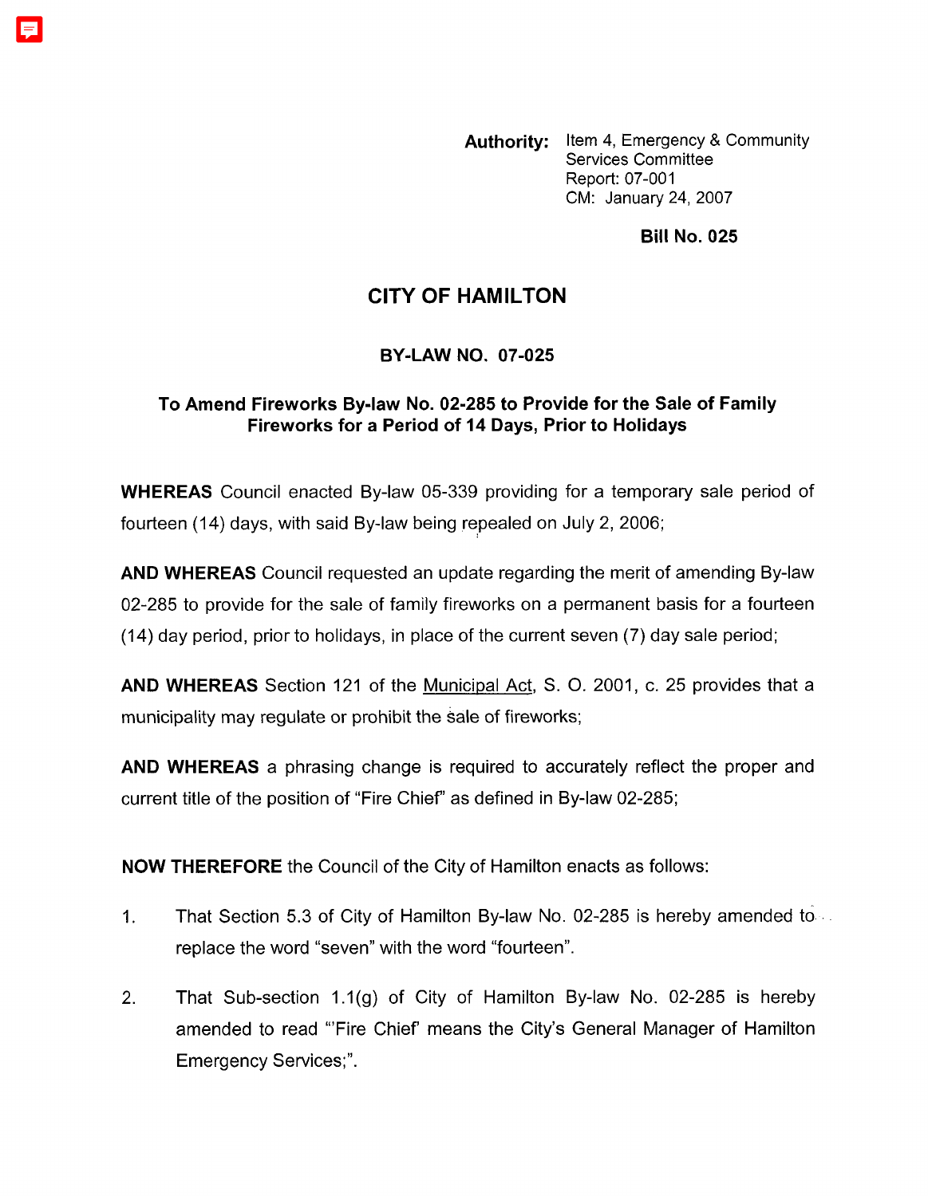**Authority:** Item 4, Emergency & Community Services Committee
Report: 07-001
CM: January 24, 2007

**Bill No. 025**

# CITY OF HAMILTON

## BY-LAW NO. 07-025

### To Amend Fireworks By-law No. 02-285 to Provide for the Sale of Family Fireworks for a Period of 14 Days, Prior to Holidays

**WHEREAS** Council enacted By-law 05-339 providing for a temporary sale period of fourteen (14) days, with said By-law being repealed on July 2, 2006;

**AND WHEREAS** Council requested an update regarding the merit of amending By-law 02-285 to provide for the sale of family fireworks on a permanent basis for a fourteen (14) day period, prior to holidays, in place of the current seven (7) day sale period;

**AND WHEREAS** Section 121 of the Municipal Act, S. O. 2001, c. 25 provides that a municipality may regulate or prohibit the sale of fireworks;

**AND WHEREAS** a phrasing change is required to accurately reflect the proper and current title of the position of "Fire Chief" as defined in By-law 02-285;

**NOW THEREFORE** the Council of the City of Hamilton enacts as follows:

1. That Section 5.3 of City of Hamilton By-law No. 02-285 is hereby amended to replace the word "seven" with the word "fourteen".

2. That Sub-section 1.1(g) of City of Hamilton By-law No. 02-285 is hereby amended to read "'Fire Chief' means the City's General Manager of Hamilton Emergency Services;".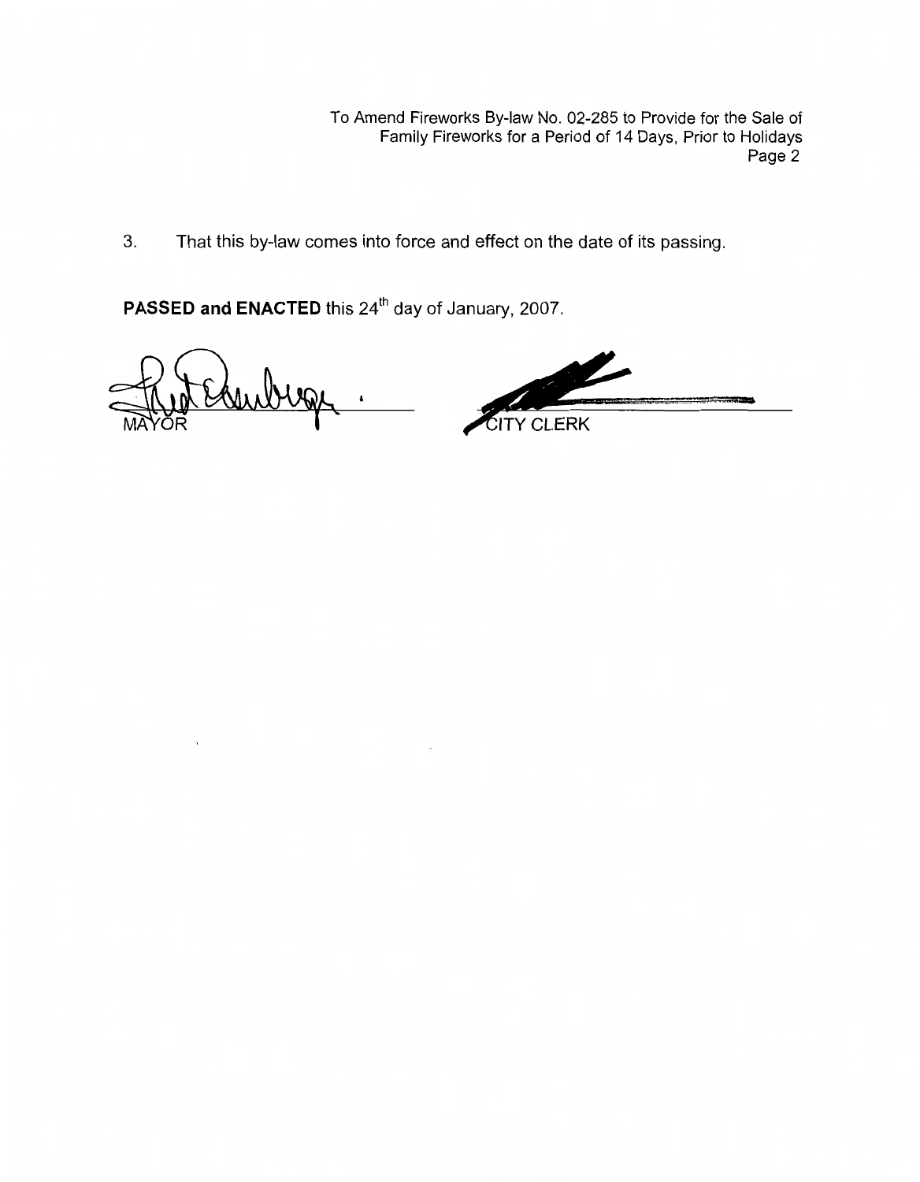3. That this by-law comes into force and effect on the date of its passing.

**PASSED and ENACTED** this 24th day of January, 2007.

MAYOR

CITY CLERK